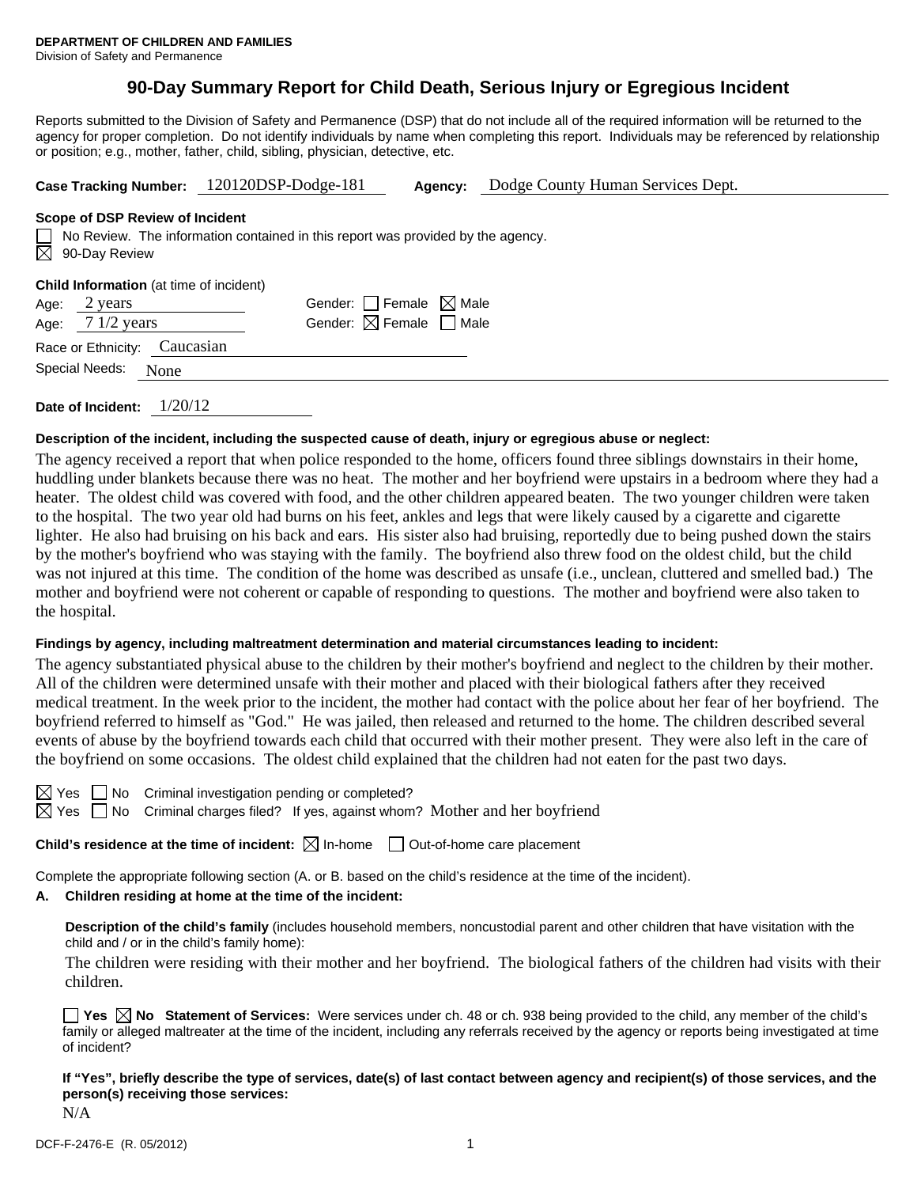**DEPARTMENT OF CHILDREN AND FAMILIES**
Division of Safety and Permanence

# 90-Day Summary Report for Child Death, Serious Injury or Egregious Incident

Reports submitted to the Division of Safety and Permanence (DSP) that do not include all of the required information will be returned to the agency for proper completion. Do not identify individuals by name when completing this report. Individuals may be referenced by relationship or position; e.g., mother, father, child, sibling, physician, detective, etc.

**Case Tracking Number:** 120120DSP-Dodge-181 **Agency:** Dodge County Human Services Dept.

**Scope of DSP Review of Incident**

☐ No Review. The information contained in this report was provided by the agency.
☒ 90-Day Review

**Child Information** (at time of incident)

Age: 2 years Gender: ☐ Female ☒ Male
Age: 7 1/2 years Gender: ☒ Female ☐ Male

Race or Ethnicity: Caucasian

Special Needs: None

**Date of Incident:** 1/20/12

**Description of the incident, including the suspected cause of death, injury or egregious abuse or neglect:**

The agency received a report that when police responded to the home, officers found three siblings downstairs in their home, huddling under blankets because there was no heat. The mother and her boyfriend were upstairs in a bedroom where they had a heater. The oldest child was covered with food, and the other children appeared beaten. The two younger children were taken to the hospital. The two year old had burns on his feet, ankles and legs that were likely caused by a cigarette and cigarette lighter. He also had bruising on his back and ears. His sister also had bruising, reportedly due to being pushed down the stairs by the mother's boyfriend who was staying with the family. The boyfriend also threw food on the oldest child, but the child was not injured at this time. The condition of the home was described as unsafe (i.e., unclean, cluttered and smelled bad.) The mother and boyfriend were not coherent or capable of responding to questions. The mother and boyfriend were also taken to the hospital.

**Findings by agency, including maltreatment determination and material circumstances leading to incident:**

The agency substantiated physical abuse to the children by their mother's boyfriend and neglect to the children by their mother. All of the children were determined unsafe with their mother and placed with their biological fathers after they received medical treatment. In the week prior to the incident, the mother had contact with the police about her fear of her boyfriend. The boyfriend referred to himself as "God." He was jailed, then released and returned to the home. The children described several events of abuse by the boyfriend towards each child that occurred with their mother present. They were also left in the care of the boyfriend on some occasions. The oldest child explained that the children had not eaten for the past two days.

☒ Yes ☐ No Criminal investigation pending or completed?
☒ Yes ☐ No Criminal charges filed? If yes, against whom? Mother and her boyfriend

**Child's residence at the time of incident:** ☒ In-home ☐ Out-of-home care placement

Complete the appropriate following section (A. or B. based on the child's residence at the time of the incident).

**A. Children residing at home at the time of the incident:**

**Description of the child's family** (includes household members, noncustodial parent and other children that have visitation with the child and / or in the child's family home):

The children were residing with their mother and her boyfriend. The biological fathers of the children had visits with their children.

☐ **Yes** ☒ **No Statement of Services:** Were services under ch. 48 or ch. 938 being provided to the child, any member of the child's family or alleged maltreater at the time of the incident, including any referrals received by the agency or reports being investigated at time of incident?

**If "Yes", briefly describe the type of services, date(s) of last contact between agency and recipient(s) of those services, and the person(s) receiving those services:**

N/A

DCF-F-2476-E (R. 05/2012)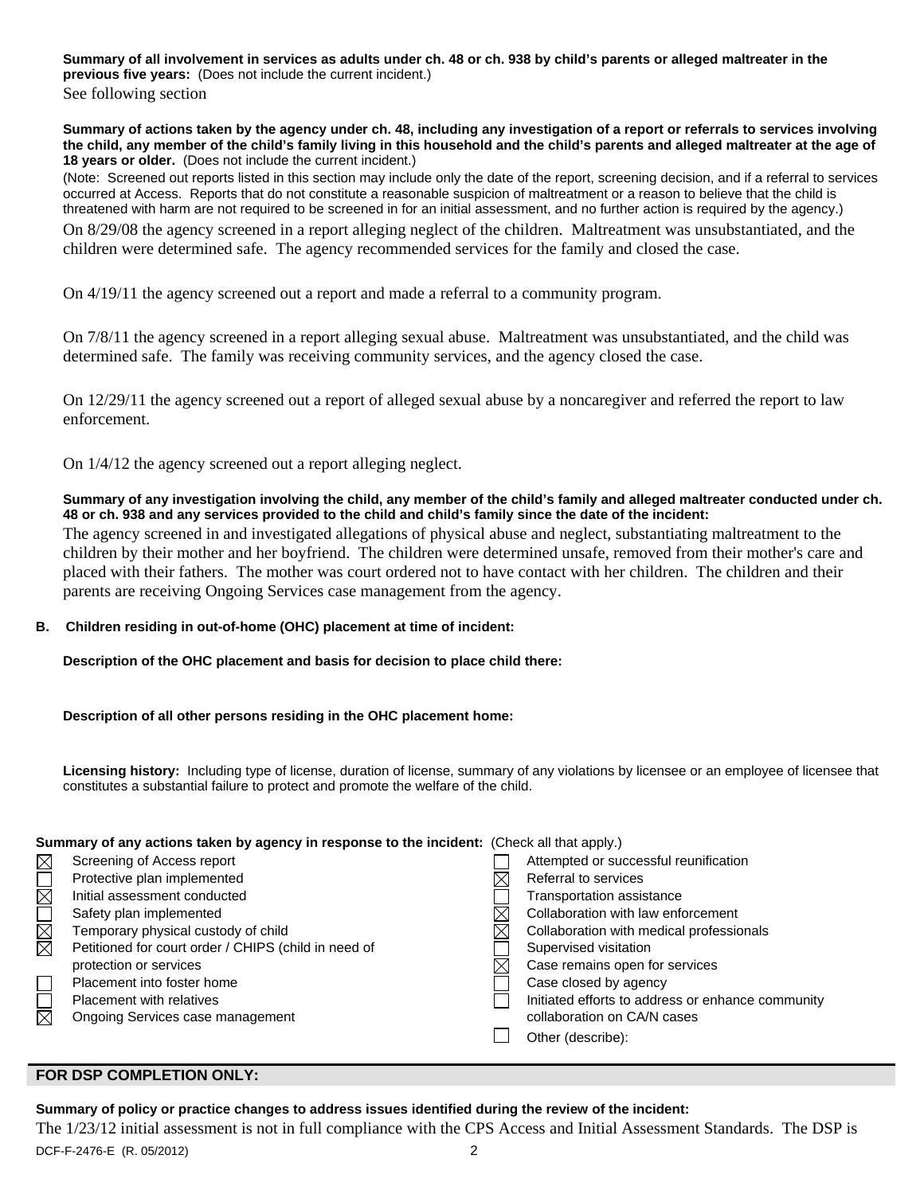**Summary of all involvement in services as adults under ch. 48 or ch. 938 by child's parents or alleged maltreater in the previous five years:** (Does not include the current incident.)

See following section

**Summary of actions taken by the agency under ch. 48, including any investigation of a report or referrals to services involving the child, any member of the child's family living in this household and the child's parents and alleged maltreater at the age of 18 years or older.** (Does not include the current incident.)

(Note: Screened out reports listed in this section may include only the date of the report, screening decision, and if a referral to services occurred at Access. Reports that do not constitute a reasonable suspicion of maltreatment or a reason to believe that the child is threatened with harm are not required to be screened in for an initial assessment, and no further action is required by the agency.)

On 8/29/08 the agency screened in a report alleging neglect of the children. Maltreatment was unsubstantiated, and the children were determined safe. The agency recommended services for the family and closed the case.

On 4/19/11 the agency screened out a report and made a referral to a community program.

On 7/8/11 the agency screened in a report alleging sexual abuse. Maltreatment was unsubstantiated, and the child was determined safe. The family was receiving community services, and the agency closed the case.

On 12/29/11 the agency screened out a report of alleged sexual abuse by a noncaregiver and referred the report to law enforcement.

On 1/4/12 the agency screened out a report alleging neglect.

**Summary of any investigation involving the child, any member of the child's family and alleged maltreater conducted under ch. 48 or ch. 938 and any services provided to the child and child's family since the date of the incident:**

The agency screened in and investigated allegations of physical abuse and neglect, substantiating maltreatment to the children by their mother and her boyfriend. The children were determined unsafe, removed from their mother's care and placed with their fathers. The mother was court ordered not to have contact with her children. The children and their parents are receiving Ongoing Services case management from the agency.

**B. Children residing in out-of-home (OHC) placement at time of incident:**

**Description of the OHC placement and basis for decision to place child there:**

**Description of all other persons residing in the OHC placement home:**

**Licensing history:** Including type of license, duration of license, summary of any violations by licensee or an employee of licensee that constitutes a substantial failure to protect and promote the welfare of the child.

**Summary of any actions taken by agency in response to the incident:** (Check all that apply.)

| | | | |
|---|---|---|---|
| ☒ | Screening of Access report | ☐ | Attempted or successful reunification |
| ☐ | Protective plan implemented | ☒ | Referral to services |
| ☒ | Initial assessment conducted | ☐ | Transportation assistance |
| ☐ | Safety plan implemented | ☒ | Collaboration with law enforcement |
| ☒ | Temporary physical custody of child | ☒ | Collaboration with medical professionals |
| ☒ | Petitioned for court order / CHIPS (child in need of protection or services | ☐ | Supervised visitation |
| | | ☒ | Case remains open for services |
| ☐ | Placement into foster home | ☐ | Case closed by agency |
| ☐ | Placement with relatives | ☐ | Initiated efforts to address or enhance community collaboration on CA/N cases |
| ☒ | Ongoing Services case management | ☐ | Other (describe): |

## FOR DSP COMPLETION ONLY:

**Summary of policy or practice changes to address issues identified during the review of the incident:**

The 1/23/12 initial assessment is not in full compliance with the CPS Access and Initial Assessment Standards. The DSP is

DCF-F-2476-E (R. 05/2012)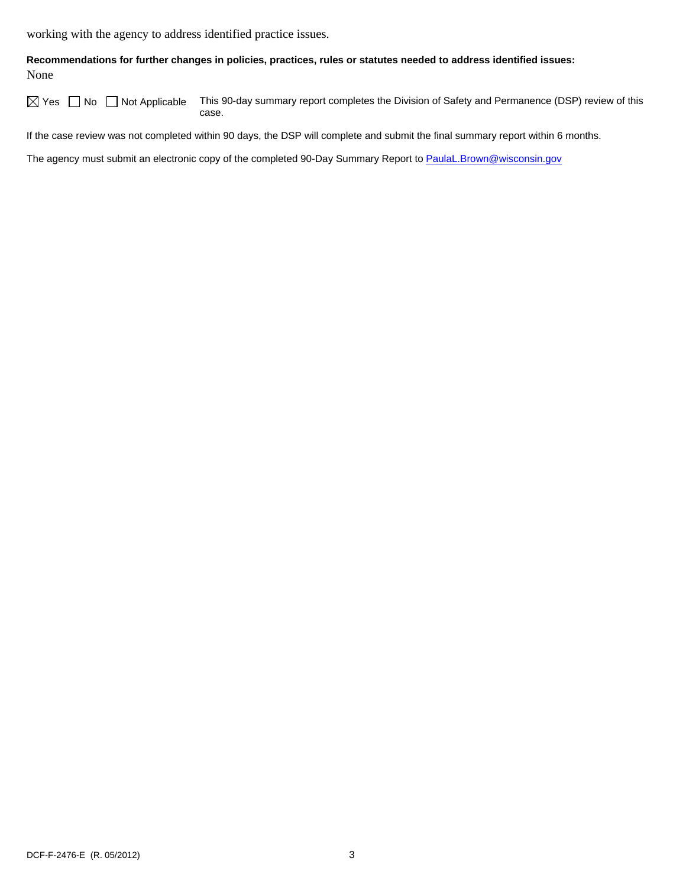working with the agency to address identified practice issues.

**Recommendations for further changes in policies, practices, rules or statutes needed to address identified issues:**
None

☒ Yes ☐ No ☐ Not Applicable This 90-day summary report completes the Division of Safety and Permanence (DSP) review of this case.

If the case review was not completed within 90 days, the DSP will complete and submit the final summary report within 6 months.

The agency must submit an electronic copy of the completed 90-Day Summary Report to PaulaL.Brown@wisconsin.gov

DCF-F-2476-E (R. 05/2012)